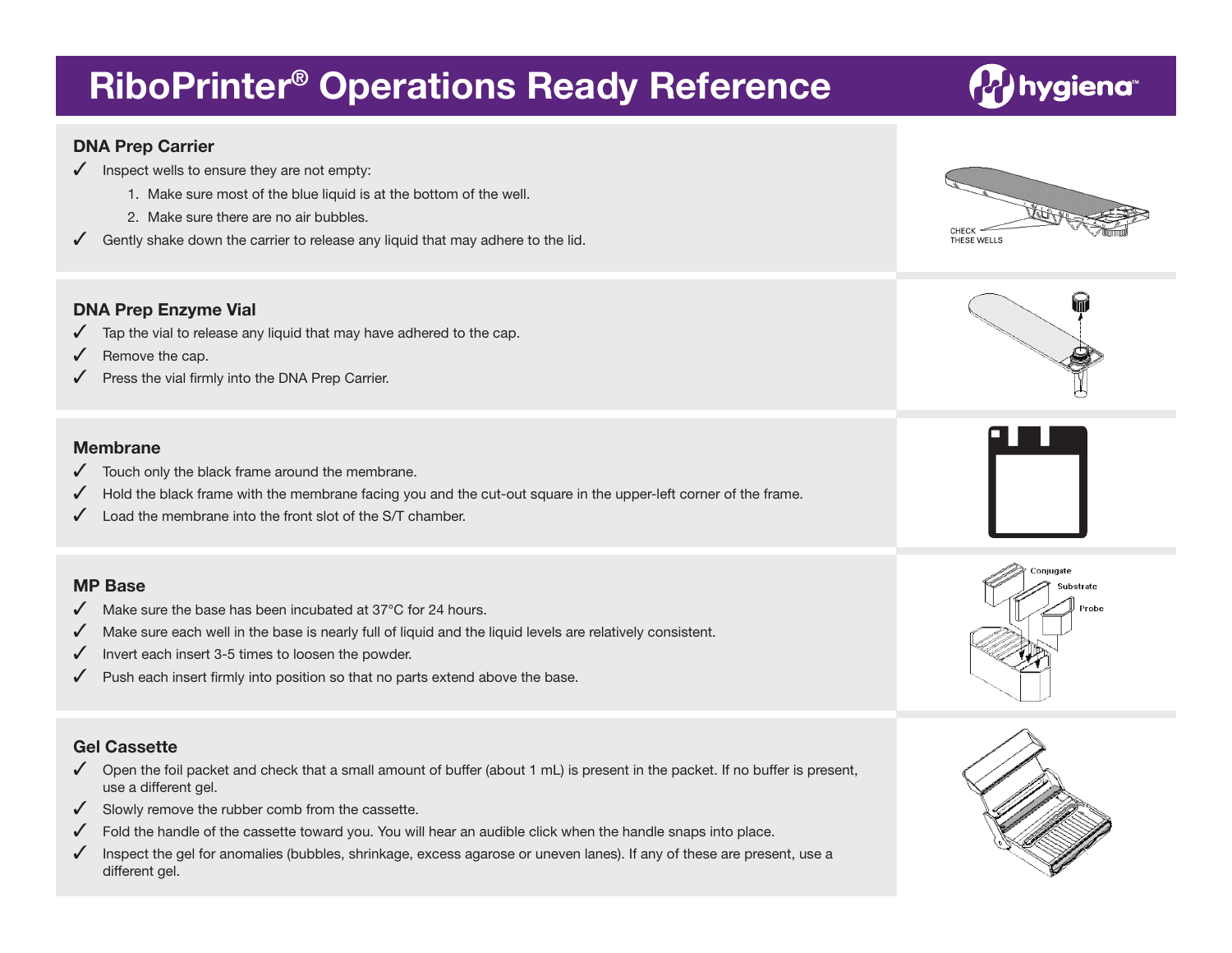# RiboPrinter® Operations Ready Reference

## DNA Prep Carrier

- ✓ Inspect wells to ensure they are not empty:
  1. Make sure most of the blue liquid is at the bottom of the well.
  2. Make sure there are no air bubbles.
- ✓ Gently shake down the carrier to release any liquid that may adhere to the lid.

CHECK THESE WELLS

## DNA Prep Enzyme Vial

- ✓ Tap the vial to release any liquid that may have adhered to the cap.
- ✓ Remove the cap.
- ✓ Press the vial firmly into the DNA Prep Carrier.

## Membrane

- ✓ Touch only the black frame around the membrane.
- ✓ Hold the black frame with the membrane facing you and the cut-out square in the upper-left corner of the frame.
- ✓ Load the membrane into the front slot of the S/T chamber.

## MP Base

- ✓ Make sure the base has been incubated at 37°C for 24 hours.
- ✓ Make sure each well in the base is nearly full of liquid and the liquid levels are relatively consistent.
- ✓ Invert each insert 3-5 times to loosen the powder.
- ✓ Push each insert firmly into position so that no parts extend above the base.

Conjugate
Substrate
Probe

## Gel Cassette

- ✓ Open the foil packet and check that a small amount of buffer (about 1 mL) is present in the packet. If no buffer is present, use a different gel.
- ✓ Slowly remove the rubber comb from the cassette.
- ✓ Fold the handle of the cassette toward you. You will hear an audible click when the handle snaps into place.
- ✓ Inspect the gel for anomalies (bubbles, shrinkage, excess agarose or uneven lanes). If any of these are present, use a different gel.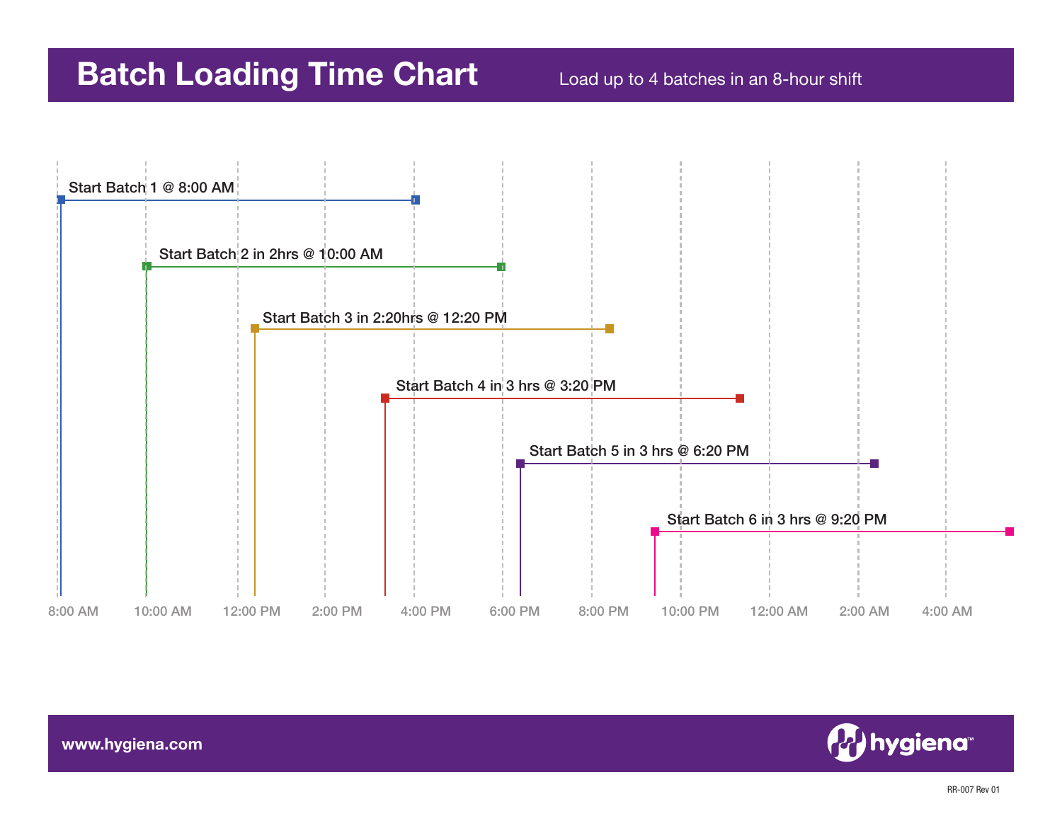# Batch Loading Time Chart

Load up to 4 batches in an 8-hour shift

Start Batch 1 @ 8:00 AM

Start Batch 2 in 2hrs @ 10:00 AM

Start Batch 3 in 2:20hrs @ 12:20 PM

Start Batch 4 in 3 hrs @ 3:20 PM

Start Batch 5 in 3 hrs @ 6:20 PM

Start Batch 6 in 3 hrs @ 9:20 PM

8:00 AM
10:00 AM
12:00 PM
2:00 PM
4:00 PM
6:00 PM
8:00 PM
10:00 PM
12:00 AM
2:00 AM
4:00 AM

www.hygiena.com

hygiena™

RR-007 Rev 01